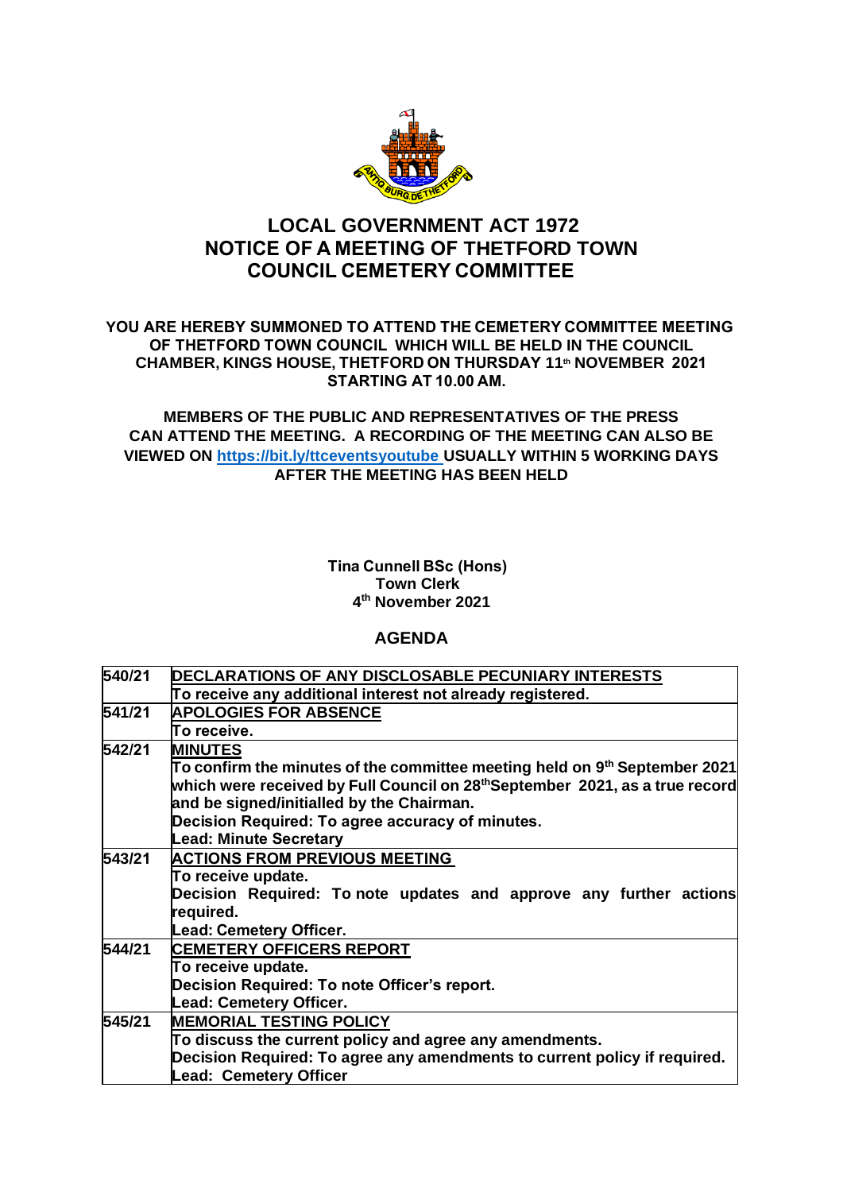# LOCAL GOVERNMENT ACT 1972
# NOTICE OF A MEETING OF THETFORD TOWN COUNCIL CEMETERY COMMITTEE

**YOU ARE HEREBY SUMMONED TO ATTEND THE CEMETERY COMMITTEE MEETING OF THETFORD TOWN COUNCIL WHICH WILL BE HELD IN THE COUNCIL CHAMBER, KINGS HOUSE, THETFORD ON THURSDAY 11th NOVEMBER 2021 STARTING AT 10.00 AM.**

**MEMBERS OF THE PUBLIC AND REPRESENTATIVES OF THE PRESS CAN ATTEND THE MEETING. A RECORDING OF THE MEETING CAN ALSO BE VIEWED ON https://bit.ly/ttceventsyoutube USUALLY WITHIN 5 WORKING DAYS AFTER THE MEETING HAS BEEN HELD**

**Tina Cunnell BSc (Hons)**
**Town Clerk**
**4th November 2021**

## AGENDA

| | |
|---|---|
| **540/21** | **DECLARATIONS OF ANY DISCLOSABLE PECUNIARY INTERESTS**<br>**To receive any additional interest not already registered.** |
| **541/21** | **APOLOGIES FOR ABSENCE**<br>**To receive.** |
| **542/21** | **MINUTES**<br>**To confirm the minutes of the committee meeting held on 9th September 2021 which were received by Full Council on 28th September 2021, as a true record and be signed/initialled by the Chairman.**<br>**Decision Required: To agree accuracy of minutes.**<br>**Lead: Minute Secretary** |
| **543/21** | **ACTIONS FROM PREVIOUS MEETING**<br>**To receive update.**<br>**Decision Required: To note updates and approve any further actions required.**<br>**Lead: Cemetery Officer.** |
| **544/21** | **CEMETERY OFFICERS REPORT**<br>**To receive update.**<br>**Decision Required: To note Officer's report.**<br>**Lead: Cemetery Officer.** |
| **545/21** | **MEMORIAL TESTING POLICY**<br>**To discuss the current policy and agree any amendments.**<br>**Decision Required: To agree any amendments to current policy if required.**<br>**Lead: Cemetery Officer** |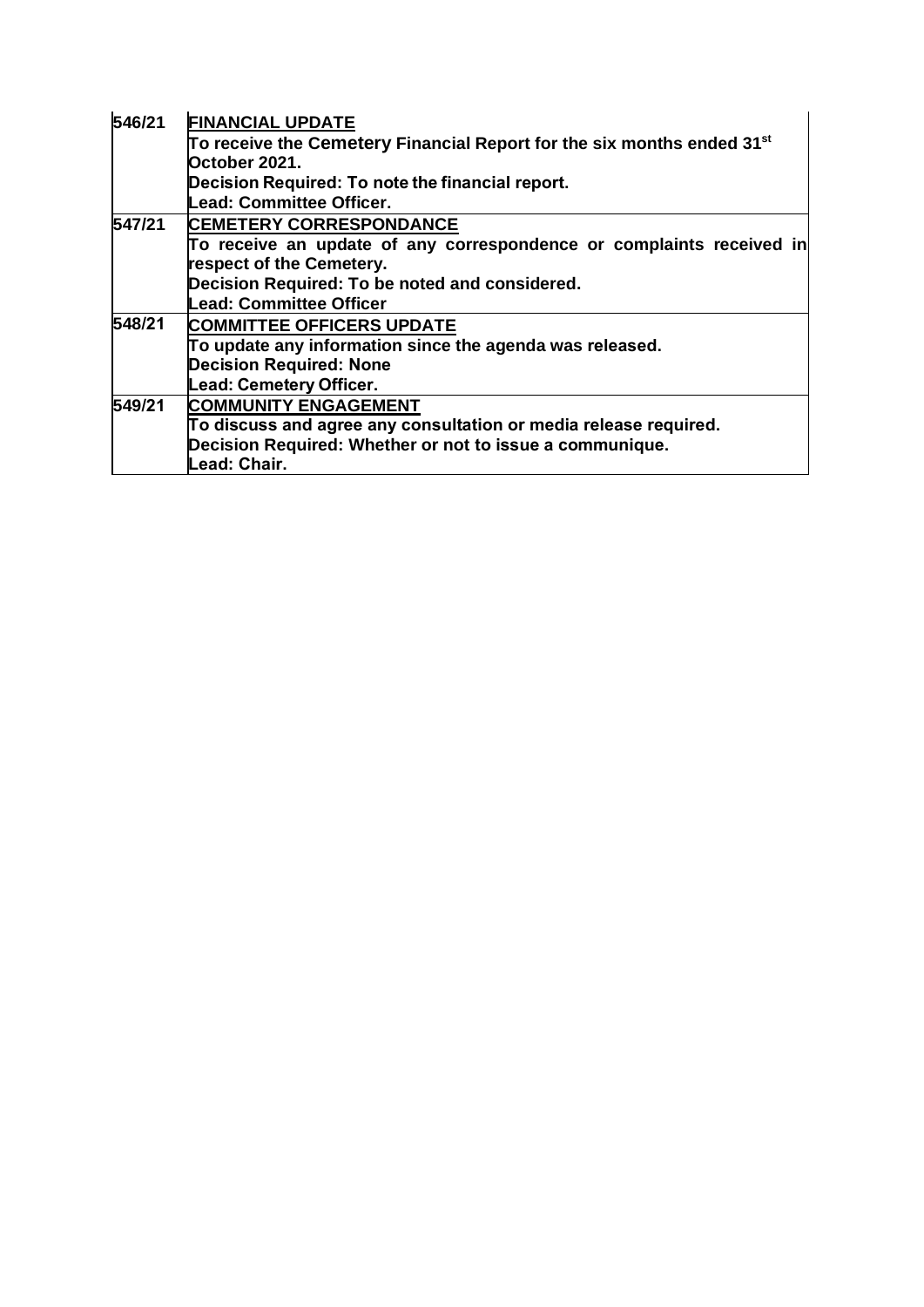| | |
|---|---|
| 546/21 | **FINANCIAL UPDATE**<br>**To receive the Cemetery Financial Report for the six months ended 31st October 2021.**<br>**Decision Required: To note the financial report.**<br>**Lead: Committee Officer.** |
| 547/21 | **CEMETERY CORRESPONDANCE**<br>**To receive an update of any correspondence or complaints received in respect of the Cemetery.**<br>**Decision Required: To be noted and considered.**<br>**Lead: Committee Officer** |
| 548/21 | **COMMITTEE OFFICERS UPDATE**<br>**To update any information since the agenda was released.**<br>**Decision Required: None**<br>**Lead: Cemetery Officer.** |
| 549/21 | **COMMUNITY ENGAGEMENT**<br>**To discuss and agree any consultation or media release required.**<br>**Decision Required: Whether or not to issue a communique.**<br>**Lead: Chair.** |